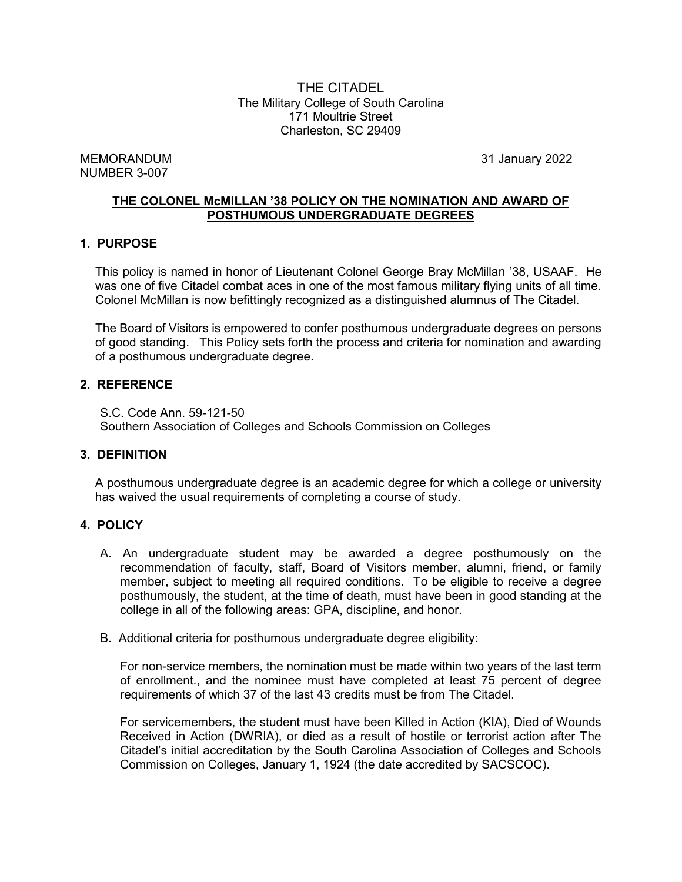THE CITADEL
The Military College of South Carolina
171 Moultrie Street
Charleston, SC 29409

MEMORANDUM
NUMBER 3-007

31 January 2022

## THE COLONEL McMILLAN '38 POLICY ON THE NOMINATION AND AWARD OF POSTHUMOUS UNDERGRADUATE DEGREES

### 1. PURPOSE

This policy is named in honor of Lieutenant Colonel George Bray McMillan '38, USAAF. He was one of five Citadel combat aces in one of the most famous military flying units of all time. Colonel McMillan is now befittingly recognized as a distinguished alumnus of The Citadel.

The Board of Visitors is empowered to confer posthumous undergraduate degrees on persons of good standing. This Policy sets forth the process and criteria for nomination and awarding of a posthumous undergraduate degree.

### 2. REFERENCE

S.C. Code Ann. 59-121-50
Southern Association of Colleges and Schools Commission on Colleges

### 3. DEFINITION

A posthumous undergraduate degree is an academic degree for which a college or university has waived the usual requirements of completing a course of study.

### 4. POLICY

A. An undergraduate student may be awarded a degree posthumously on the recommendation of faculty, staff, Board of Visitors member, alumni, friend, or family member, subject to meeting all required conditions. To be eligible to receive a degree posthumously, the student, at the time of death, must have been in good standing at the college in all of the following areas: GPA, discipline, and honor.

B. Additional criteria for posthumous undergraduate degree eligibility:

For non-service members, the nomination must be made within two years of the last term of enrollment., and the nominee must have completed at least 75 percent of degree requirements of which 37 of the last 43 credits must be from The Citadel.

For servicemembers, the student must have been Killed in Action (KIA), Died of Wounds Received in Action (DWRIA), or died as a result of hostile or terrorist action after The Citadel's initial accreditation by the South Carolina Association of Colleges and Schools Commission on Colleges, January 1, 1924 (the date accredited by SACSCOC).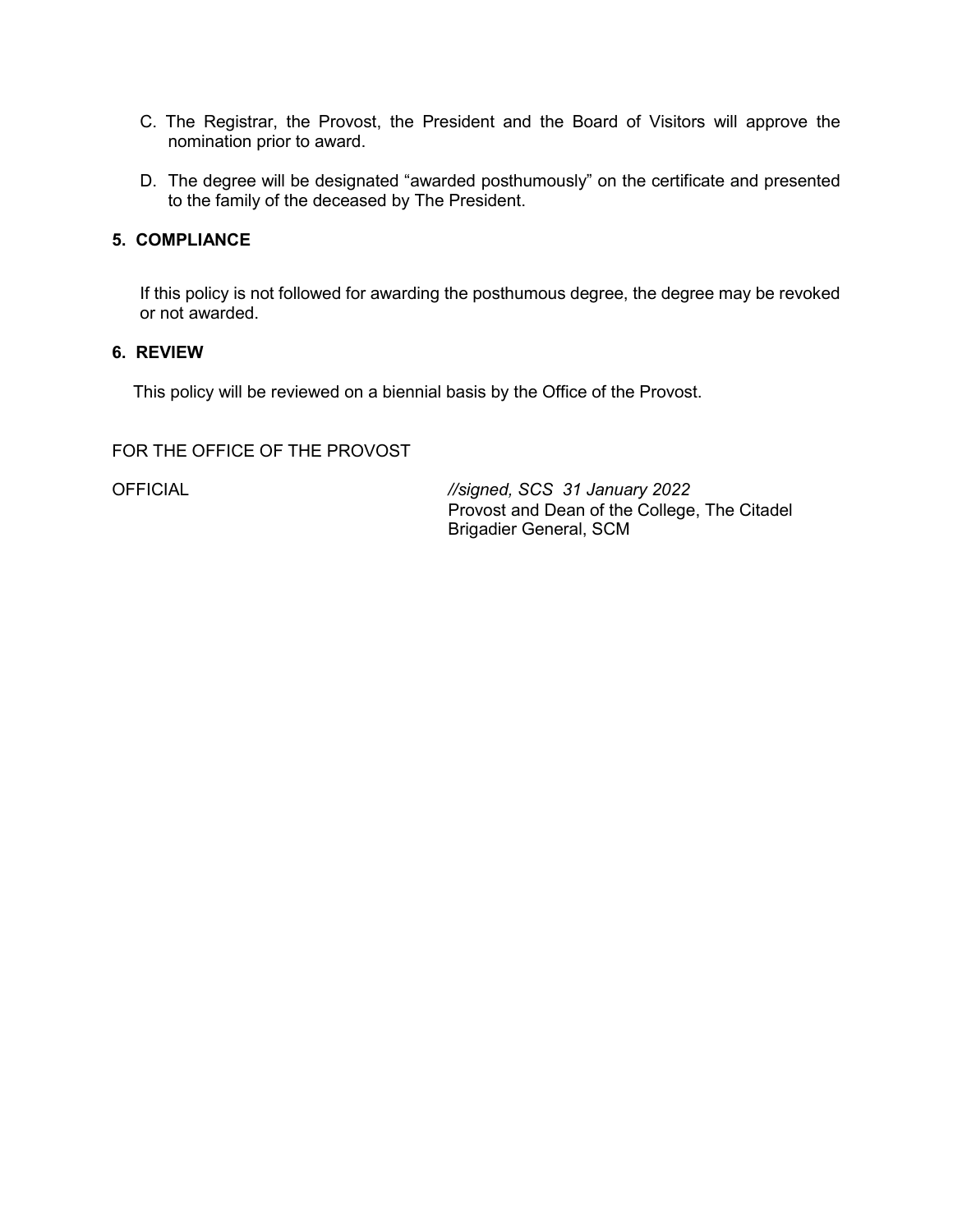C. The Registrar, the Provost, the President and the Board of Visitors will approve the nomination prior to award.

D. The degree will be designated "awarded posthumously" on the certificate and presented to the family of the deceased by The President.

## 5. COMPLIANCE

If this policy is not followed for awarding the posthumous degree, the degree may be revoked or not awarded.

## 6. REVIEW

This policy will be reviewed on a biennial basis by the Office of the Provost.

FOR THE OFFICE OF THE PROVOST

OFFICIAL

*//signed, SCS 31 January 2022*
Provost and Dean of the College, The Citadel
Brigadier General, SCM